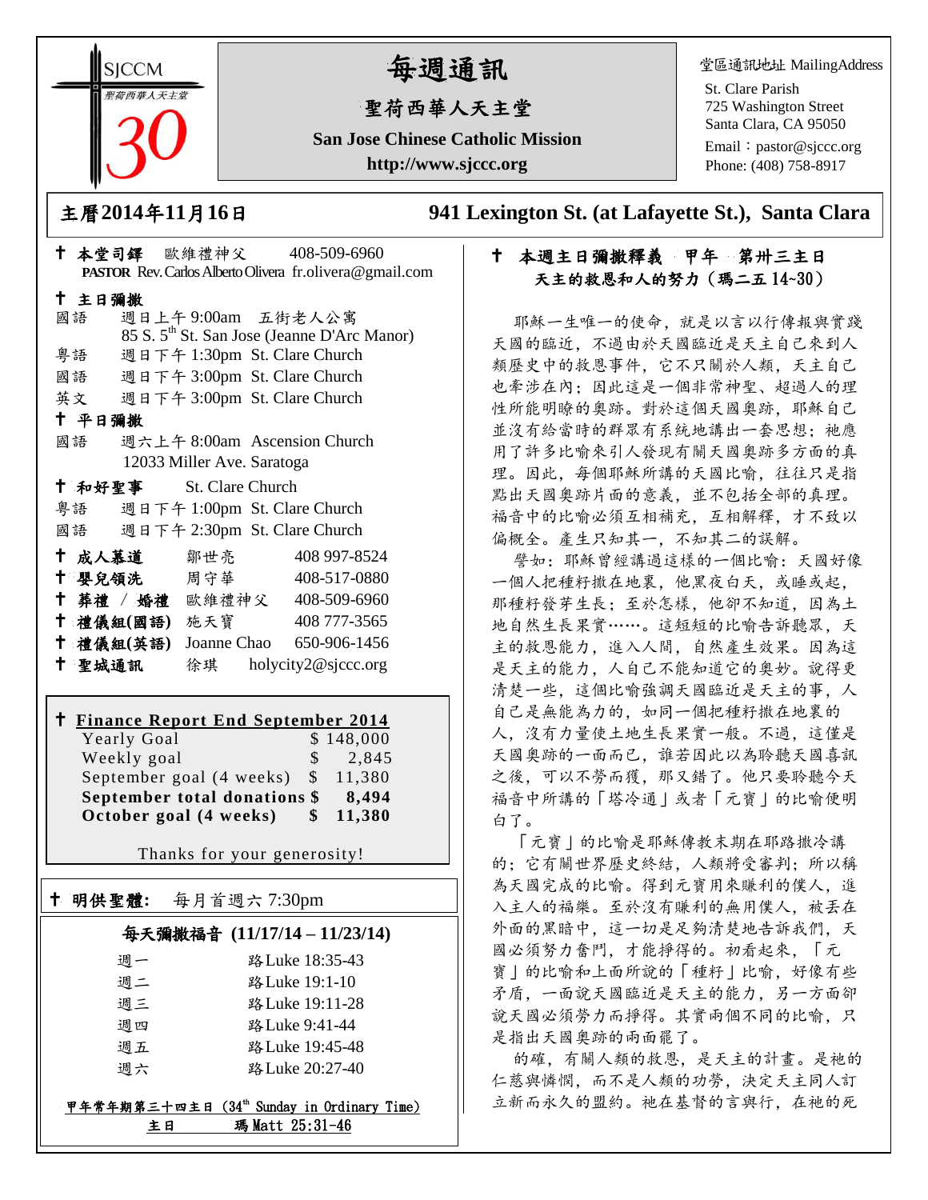SJCCM
聖荷西華人天主堂
30

# 每週通訊

## 聖荷西華人天主堂

**San Jose Chinese Catholic Mission**

**http://www.sjccc.org**

堂區通訊地址 MailingAddress
St. Clare Parish
725 Washington Street
Santa Clara, CA 95050
Email：pastor@sjccc.org
Phone: (408) 758-8917

**主曆2014年11月16日**　　**941 Lexington St. (at Lafayette St.), Santa Clara**

✝ **本堂司鐸**　歐維禮神父　408-509-6960
**PASTOR** Rev. Carlos Alberto Olivera fr.olivera@gmail.com

✝ **主日彌撒**

國語　週日上午 9:00am　五街老人公寓
85 S. 5th St. San Jose (Jeanne D'Arc Manor)
粵語　週日下午 1:30pm St. Clare Church
國語　週日下午 3:00pm St. Clare Church
英文　週日下午 3:00pm St. Clare Church

✝ **平日彌撒**

國語　週六上午 8:00am Ascension Church
12033 Miller Ave. Saratoga

✝ **和好聖事**　St. Clare Church

粵語　週日下午 1:00pm St. Clare Church
國語　週日下午 2:30pm St. Clare Church

| | | |
|---|---|---|
| ✝ **成人慕道** | 鄒世亮 | 408 997-8524 |
| ✝ **嬰兒領洗** | 周守華 | 408-517-0880 |
| ✝ **葬禮 / 婚禮** | 歐維禮神父 | 408-509-6960 |
| ✝ **禮儀組(國語)** | 施天寶 | 408 777-3565 |
| ✝ **禮儀組(英語)** | Joanne Chao | 650-906-1456 |
| ✝ **聖城通訊** | 徐琪 | holycity2@sjccc.org |

✝ **Finance Report End September 2014**

| | |
|---|---|
| Yearly Goal | $ 148,000 |
| Weekly goal | $ 2,845 |
| September goal (4 weeks) | $ 11,380 |
| **September total donations** | **$ 8,494** |
| **October goal (4 weeks)** | **$ 11,380** |

Thanks for your generosity!

✝ **明供聖體:**　每月首週六 7:30pm

**每天彌撒福音 (11/17/14 – 11/23/14)**

| | |
|---|---|
| 週一 | 路Luke 18:35-43 |
| 週二 | 路Luke 19:1-10 |
| 週三 | 路Luke 19:11-28 |
| 週四 | 路Luke 9:41-44 |
| 週五 | 路Luke 19:45-48 |
| 週六 | 路Luke 20:27-40 |

**甲年常年期第三十四主日 (34th Sunday in Ordinary Time)**
**主日　　瑪 Matt 25:31-46**

✝ **本週主日彌撒釋義　甲年　第卅三主日**
**天主的救恩和人的努力（瑪二五 14~30）**

耶穌一生唯一的使命，就是以言以行傳報與實踐天國的臨近，不過由於天國臨近是天主自己來到人類歷史中的救恩事件，它不只關於人類，天主自己也牽涉在內；因此這是一個非常神聖、超過人的理性所能明瞭的奧跡。對於這個天國奧跡，耶穌自己並沒有給當時的群眾有系統地講出一套思想；祂應用了許多比喻來引人發現有關天國奧跡多方面的真理。因此，每個耶穌所講的天國比喻，往往只是指點出天國奧跡片面的意義，並不包括全部的真理。福音中的比喻必須互相補充，互相解釋，才不致以偏概全。產生只知其一，不知其二的誤解。

譬如：耶穌曾經講過這樣的一個比喻：天國好像一個人把種籽撒在地裏，他黑夜白天，或睡或起，那種籽發芽生長；至於怎樣，他卻不知道，因為土地自然生長果實……。這短短的比喻告訴聽眾，天主的救恩能力，進入人間，自然產生效果。因為這是天主的能力，人自己不能知道它的奧妙。說得更清楚一些，這個比喻強調天國臨近是天主的事，人自己是無能為力的，如同一個把種籽撒在地裏的人，沒有力量使土地生長果實一般。不過，這僅是天國奧跡的一面而已，誰若因此以為聆聽天國喜訊之後，可以不勞而獲，那又錯了。他只要聆聽今天福音中所講的「塔冷通」或者「元寶」的比喻便明白了。

「元寶」的比喻是耶穌傳教末期在耶路撒冷講的；它有關世界歷史終結，人類將受審判；所以稱為天國完成的比喻。得到元寶用來賺利的僕人，進入主人的福樂。至於沒有賺利的無用僕人，被丟在外面的黑暗中，這一切是足夠清楚地告訴我們，天國必須努力奮鬥，才能掙得的。初看起來，「元寶」的比喻和上面所說的「種籽」比喻，好像有些矛盾，一面說天國臨近是天主的能力，另一方面卻說天國必須勞力而掙得。其實兩個不同的比喻，只是指出天國奧跡的兩面罷了。

的確，有關人類的救恩，是天主的計畫。是祂的仁慈與憐憫，而不是人類的功勞，決定天主同人訂立新而永久的盟約。祂在基督的言與行，在祂的死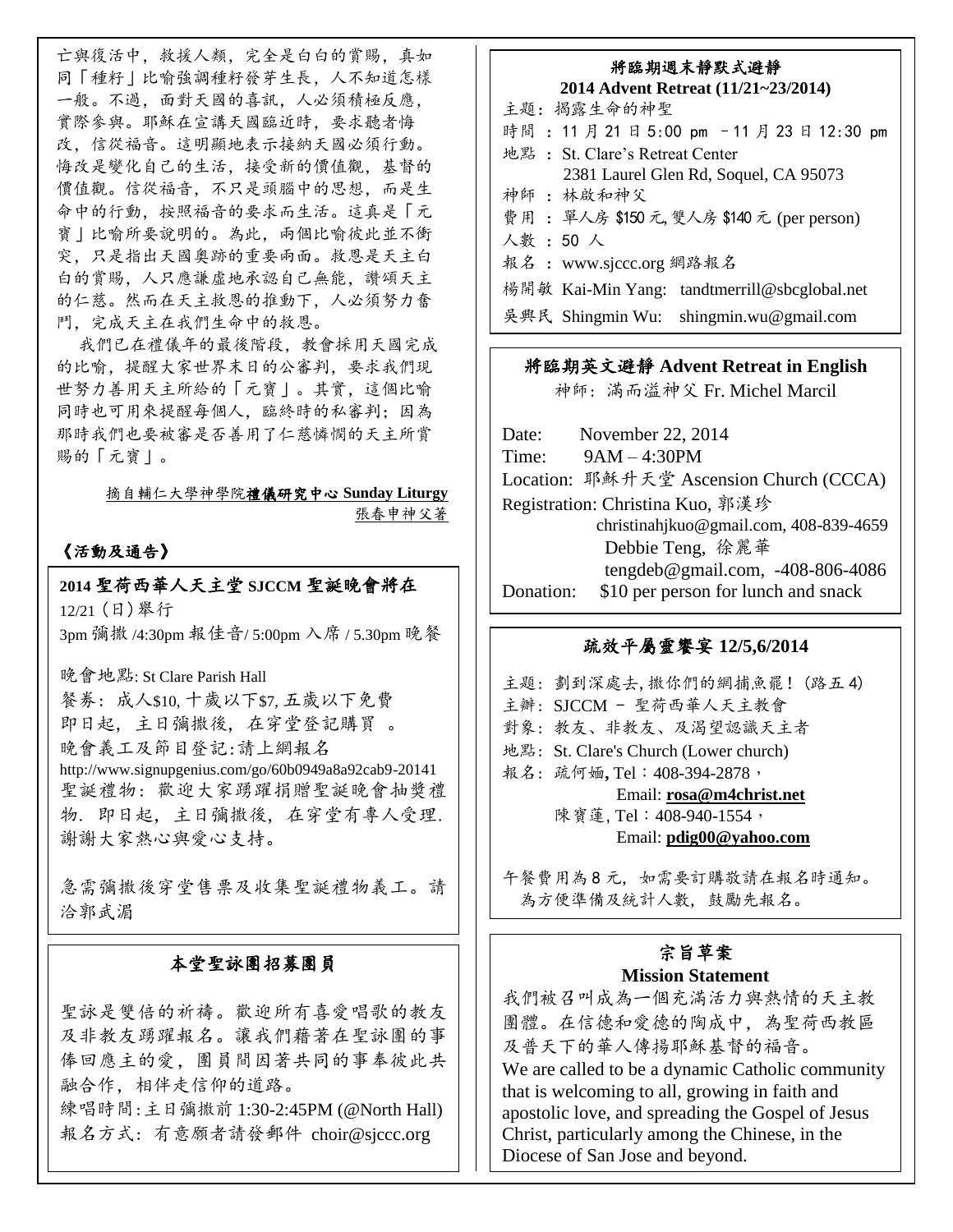亡與復活中，救援人類，完全是白白的賞賜，真如同「種籽」比喻強調種籽發芽生長，人不知道怎樣一般。不過，面對天國的喜訊，人必須積極反應，實際參與。耶穌在宣講天國臨近時，要求聽者悔改，信從福音。這明顯地表示接納天國必須行動。悔改是變化自己的生活，接受新的價值觀，基督的價值觀。信從福音，不只是頭腦中的思想，而是生命中的行動，按照福音的要求而生活。這真是「元寶」比喻所要說明的。為此，兩個比喻彼此並不衝突，只是指出天國奧跡的重要兩面。救恩是天主白白的賞賜，人只應謙虛地承認自己無能，讚頌天主的仁慈。然而在天主救恩的推動下，人必須努力奮鬥，完成天主在我們生命中的救恩。

我們已在禮儀年的最後階段，教會採用天國完成的比喻，提醒大家世界末日的公審判，要求我們現世努力善用天主所給的「元寶」。其實，這個比喻同時也可用來提醒每個人，臨終時的私審判；因為那時我們也要被審是否善用了仁慈憐憫的天主所賞賜的「元寶」。

摘自輔仁大學神學院**禮儀研究中心 Sunday Liturgy**
張春申神父著

## 《活動及通告》

### 2014 聖荷西華人天主堂 SJCCM 聖誕晚會將在 12/21（日）舉行

3pm 彌撒 /4:30pm 報佳音/ 5:00pm 入席 / 5.30pm 晚餐

晚會地點: St Clare Parish Hall
餐券：成人$10, 十歲以下$7, 五歲以下免費
即日起，主日彌撒後，在穿堂登記購買 。
晚會義工及節目登記:請上網報名
http://www.signupgenius.com/go/60b0949a8a92cab9-20141
聖誕禮物：歡迎大家踴躍捐贈聖誕晚會抽獎禮物．即日起，主日彌撒後，在穿堂有專人受理．謝謝大家熱心與愛心支持。

急需彌撒後穿堂售票及收集聖誕禮物義工。請洽郭武湄

### 本堂聖詠團招募團員

聖詠是雙倍的祈禱。歡迎所有喜愛唱歌的教友及非教友踴躍報名。讓我們藉著在聖詠團的事奉回應主的愛，團員間因著共同的事奉彼此共融合作，相伴走信仰的道路。
練唱時間:主日彌撒前 1:30-2:45PM (@North Hall)
報名方式：有意願者請發郵件 choir@sjccc.org

### 將臨期週末靜默式避靜
### 2014 Advent Retreat (11/21~23/2014)

主題：揭露生命的神聖
時間 ：11 月 21 日 5:00 pm –11 月 23 日 12:30 pm
地點 ：St. Clare's Retreat Center
2381 Laurel Glen Rd, Soquel, CA 95073
神師 ：林啟和神父
費用 ：單人房 $150 元, 雙人房 $140 元 (per person)
人數 ：50 人
報名 ：www.sjccc.org 網路報名
楊開敏 Kai-Min Yang: tandtmerrill@sbcglobal.net
吳興民 Shingmin Wu: shingmin.wu@gmail.com

### 將臨期英文避靜 Advent Retreat in English

神師：滿而溢神父 Fr. Michel Marcil

Date: November 22, 2014
Time: 9AM – 4:30PM
Location: 耶穌升天堂 Ascension Church (CCCA)
Registration: Christina Kuo, 郭漢珍
christinahjkuo@gmail.com, 408-839-4659
Debbie Teng, 徐麗華
tengdeb@gmail.com, -408-806-4086
Donation: $10 per person for lunch and snack

### 疏效平屬靈饗宴 12/5,6/2014

主題：劃到深處去, 撒你們的網捕魚罷！（路五 4）
主辦：SJCCM – 聖荷西華人天主教會
對象：教友、非教友、及渴望認識天主者
地點：St. Clare's Church (Lower church)
報名：疏何娅, Tel：408-394-2878，
Email: **rosa@m4christ.net**
陳寶蓮, Tel：408-940-1554，
Email: **pdig00@yahoo.com**

午餐費用為 8 元，如需要訂購敬請在報名時通知。為方便準備及統計人數，鼓勵先報名。

### 宗旨草案
### Mission Statement

我們被召叫成為一個充滿活力與熱情的天主教團體。在信德和愛德的陶成中，為聖荷西教區及普天下的華人傳揚耶穌基督的福音。
We are called to be a dynamic Catholic community that is welcoming to all, growing in faith and apostolic love, and spreading the Gospel of Jesus Christ, particularly among the Chinese, in the Diocese of San Jose and beyond.